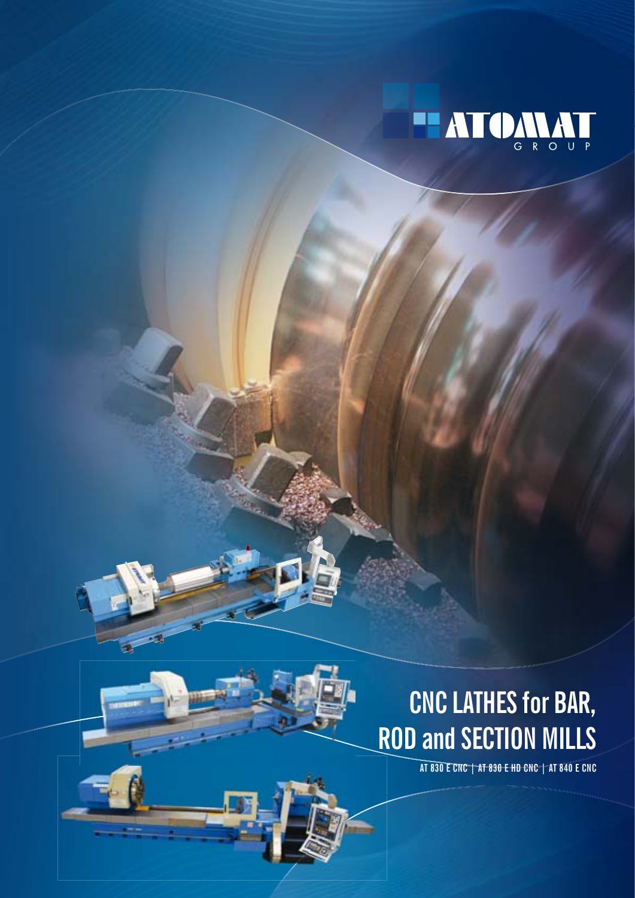ATOMAT GROUP

# CNC LATHES for BAR, ROD and SECTION MILLS

AT 830 E CNC | AT 830 E HD CNC | AT 840 E CNC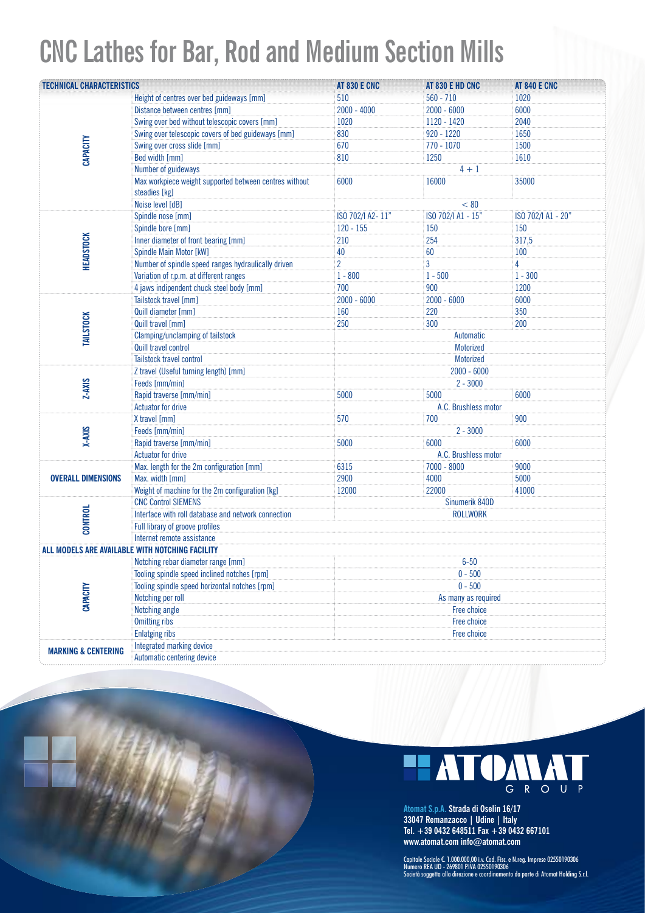# CNC Lathes for Bar, Rod and Medium Section Mills

| TECHNICAL CHARACTERISTICS | | AT 830 E CNC | AT 830 E HD CNC | AT 840 E CNC |
|---|---|---|---|---|
| CAPACITY | Height of centres over bed guideways [mm] | 510 | 560 - 710 | 1020 |
| | Distance between centres [mm] | 2000 - 4000 | 2000 - 6000 | 6000 |
| | Swing over bed without telescopic covers [mm] | 1020 | 1120 - 1420 | 2040 |
| | Swing over telescopic covers of bed guideways [mm] | 830 | 920 - 1220 | 1650 |
| | Swing over cross slide [mm] | 670 | 770 - 1070 | 1500 |
| | Bed width [mm] | 810 | 1250 | 1610 |
| | Number of guideways | 4 + 1 | | |
| | Max workpiece weight supported between centres without steadies [kg] | 6000 | 16000 | 35000 |
| | Noise level [dB] | < 80 | | |
| HEADSTOCK | Spindle nose [mm] | ISO 702/I A2- 11" | ISO 702/I A1 - 15" | ISO 702/I A1 - 20" |
| | Spindle bore [mm] | 120 - 155 | 150 | 150 |
| | Inner diameter of front bearing [mm] | 210 | 254 | 317,5 |
| | Spindle Main Motor [kW] | 40 | 60 | 100 |
| | Number of spindle speed ranges hydraulically driven | 2 | 3 | 4 |
| | Variation of r.p.m. at different ranges | 1 - 800 | 1 - 500 | 1 - 300 |
| | 4 jaws indipendent chuck steel body [mm] | 700 | 900 | 1200 |
| TAILSTOCK | Tailstock travel [mm] | 2000 - 6000 | 2000 - 6000 | 6000 |
| | Quill diameter [mm] | 160 | 220 | 350 |
| | Quill travel [mm] | 250 | 300 | 200 |
| | Clamping/unclamping of tailstock | Automatic | | |
| | Quill travel control | Motorized | | |
| | Tailstock travel control | Motorized | | |
| Z-AXIS | Z travel (Useful turning length) [mm] | 2000 - 6000 | | |
| | Feeds [mm/min] | 2 - 3000 | | |
| | Rapid traverse [mm/min] | 5000 | 5000 | 6000 |
| | Actuator for drive | A.C. Brushless motor | | |
| X-AXIS | X travel [mm] | 570 | 700 | 900 |
| | Feeds [mm/min] | 2 - 3000 | | |
| | Rapid traverse [mm/min] | 5000 | 6000 | 6000 |
| | Actuator for drive | A.C. Brushless motor | | |
| OVERALL DIMENSIONS | Max. length for the 2m configuration [mm] | 6315 | 7000 - 8000 | 9000 |
| | Max. width [mm] | 2900 | 4000 | 5000 |
| | Weight of machine for the 2m configuration [kg] | 12000 | 22000 | 41000 |
| CONTROL | CNC Control SIEMENS | Sinumerik 840D | | |
| | Interface with roll database and network connection | ROLLWORK | | |
| | Full library of groove profiles | | | |
| | Internet remote assistance | | | |
| ALL MODELS ARE AVAILABLE WITH NOTCHING FACILITY | | | | |
| CAPACITY | Notching rebar diameter range [mm] | 6-50 | | |
| | Tooling spindle speed inclined notches [rpm] | 0 - 500 | | |
| | Tooling spindle speed horizontal notches [rpm] | 0 - 500 | | |
| | Notching per roll | As many as required | | |
| | Notching angle | Free choice | | |
| | Omitting ribs | Free choice | | |
| | Enlatging ribs | Free choice | | |
| MARKING & CENTERING | Integrated marking device | | | |
| | Automatic centering device | | | |

ATOMAT GROUP

Atomat S.p.A. Strada di Oselin 16/17
33047 Remanzacco | Udine | Italy
Tel. +39 0432 648511 Fax +39 0432 667101
www.atomat.com info@atomat.com

Capitale Sociale €. 1.000.000,00 i.v. Cod. Fisc. e N.reg. Imprese 02550190306
Numero REA UD - 269801 P.IVA 02550190306
Società soggetta alla direzione e coordinamento da parte di Atomat Holding S.r.l.